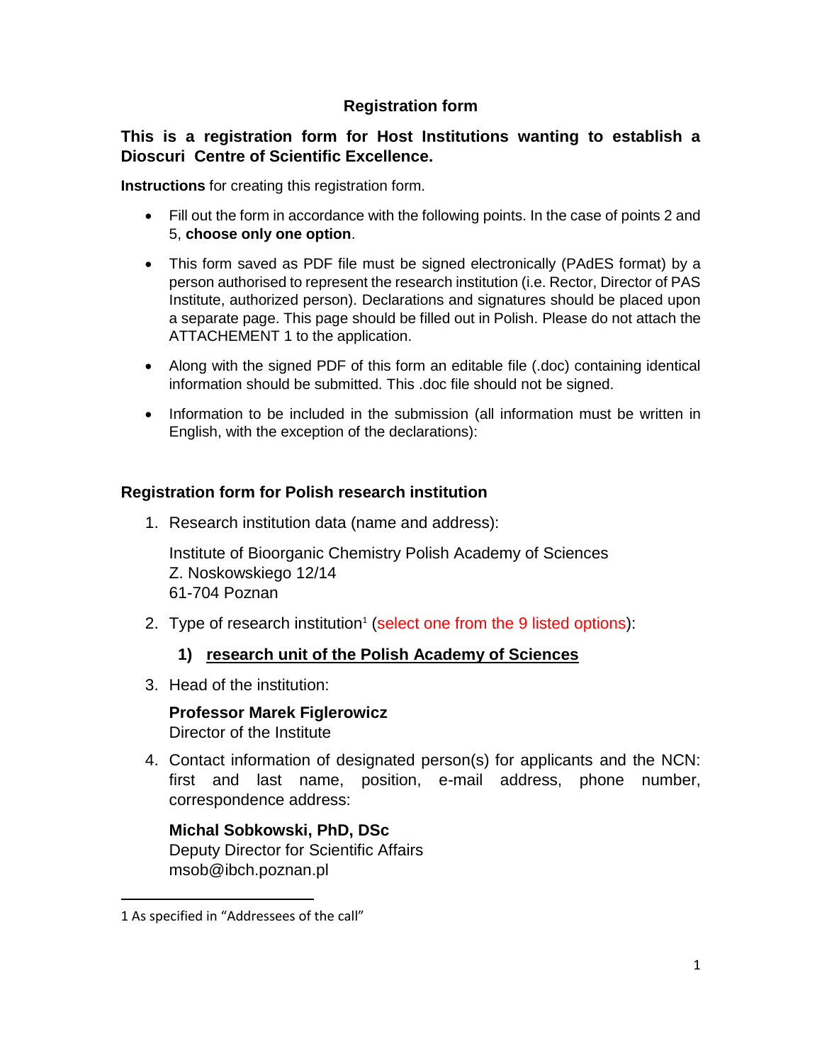## Registration form

### This is a registration form for Host Institutions wanting to establish a Dioscuri Centre of Scientific Excellence.

**Instructions** for creating this registration form.

- Fill out the form in accordance with the following points. In the case of points 2 and 5, **choose only one option**.
- This form saved as PDF file must be signed electronically (PAdES format) by a person authorised to represent the research institution (i.e. Rector, Director of PAS Institute, authorized person). Declarations and signatures should be placed upon a separate page. This page should be filled out in Polish. Please do not attach the ATTACHEMENT 1 to the application.
- Along with the signed PDF of this form an editable file (.doc) containing identical information should be submitted. This .doc file should not be signed.
- Information to be included in the submission (all information must be written in English, with the exception of the declarations):

### Registration form for Polish research institution

1. Research institution data (name and address):

   Institute of Bioorganic Chemistry Polish Academy of Sciences
   Z. Noskowskiego 12/14
   61-704 Poznan

2. Type of research institution[1] (select one from the 9 listed options):

   **1) research unit of the Polish Academy of Sciences**

3. Head of the institution:

   **Professor Marek Figlerowicz**
   Director of the Institute

4. Contact information of designated person(s) for applicants and the NCN: first and last name, position, e-mail address, phone number, correspondence address:

   **Michal Sobkowski, PhD, DSc**
   Deputy Director for Scientific Affairs
   msob@ibch.poznan.pl

---

1 As specified in "Addressees of the call"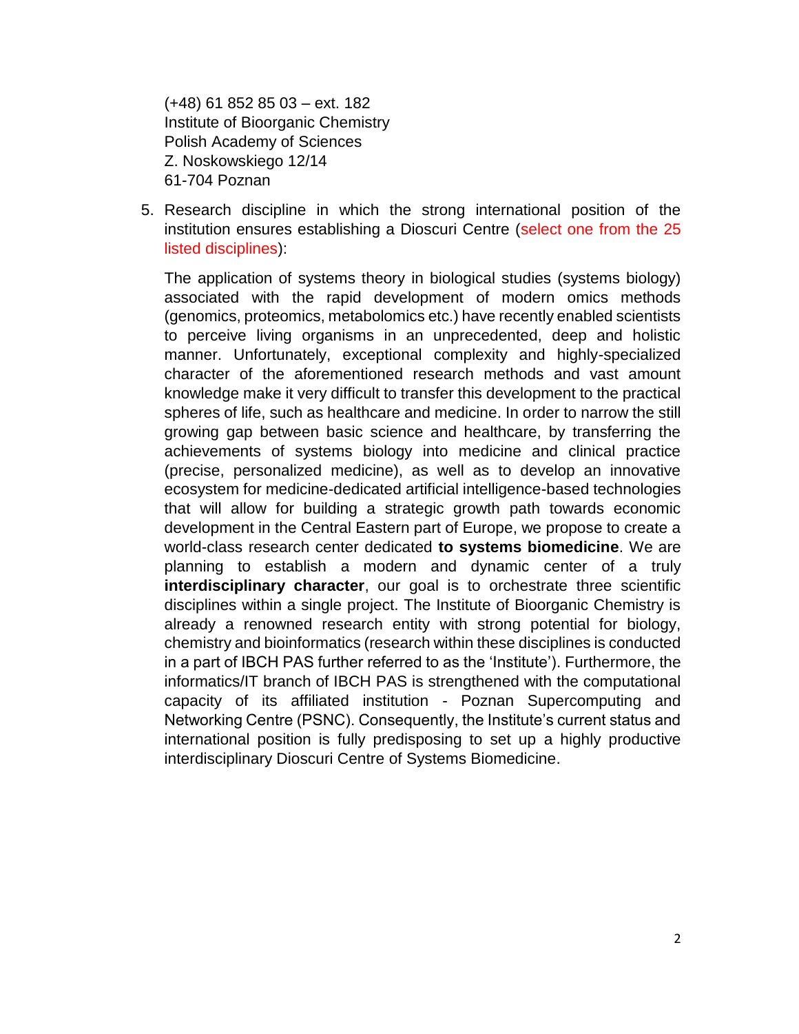(+48) 61 852 85 03 – ext. 182
Institute of Bioorganic Chemistry
Polish Academy of Sciences
Z. Noskowskiego 12/14
61-704 Poznan

5. Research discipline in which the strong international position of the institution ensures establishing a Dioscuri Centre (select one from the 25 listed disciplines):

   The application of systems theory in biological studies (systems biology) associated with the rapid development of modern omics methods (genomics, proteomics, metabolomics etc.) have recently enabled scientists to perceive living organisms in an unprecedented, deep and holistic manner. Unfortunately, exceptional complexity and highly-specialized character of the aforementioned research methods and vast amount knowledge make it very difficult to transfer this development to the practical spheres of life, such as healthcare and medicine. In order to narrow the still growing gap between basic science and healthcare, by transferring the achievements of systems biology into medicine and clinical practice (precise, personalized medicine), as well as to develop an innovative ecosystem for medicine-dedicated artificial intelligence-based technologies that will allow for building a strategic growth path towards economic development in the Central Eastern part of Europe, we propose to create a world-class research center dedicated **to systems biomedicine**. We are planning to establish a modern and dynamic center of a truly **interdisciplinary character**, our goal is to orchestrate three scientific disciplines within a single project. The Institute of Bioorganic Chemistry is already a renowned research entity with strong potential for biology, chemistry and bioinformatics (research within these disciplines is conducted in a part of IBCH PAS further referred to as the 'Institute'). Furthermore, the informatics/IT branch of IBCH PAS is strengthened with the computational capacity of its affiliated institution - Poznan Supercomputing and Networking Centre (PSNC). Consequently, the Institute's current status and international position is fully predisposing to set up a highly productive interdisciplinary Dioscuri Centre of Systems Biomedicine.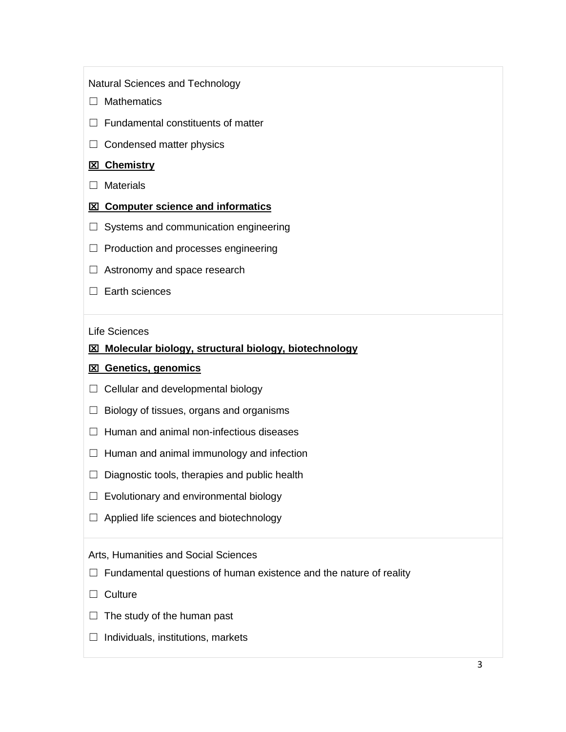Natural Sciences and Technology

☐ Mathematics

☐ Fundamental constituents of matter

☐ Condensed matter physics

**☒ Chemistry**

☐ Materials

**☒ Computer science and informatics**

☐ Systems and communication engineering

☐ Production and processes engineering

☐ Astronomy and space research

☐ Earth sciences

Life Sciences

**☒ Molecular biology, structural biology, biotechnology**

**☒ Genetics, genomics**

☐ Cellular and developmental biology

☐ Biology of tissues, organs and organisms

☐ Human and animal non-infectious diseases

☐ Human and animal immunology and infection

☐ Diagnostic tools, therapies and public health

☐ Evolutionary and environmental biology

☐ Applied life sciences and biotechnology

Arts, Humanities and Social Sciences

☐ Fundamental questions of human existence and the nature of reality

☐ Culture

☐ The study of the human past

☐ Individuals, institutions, markets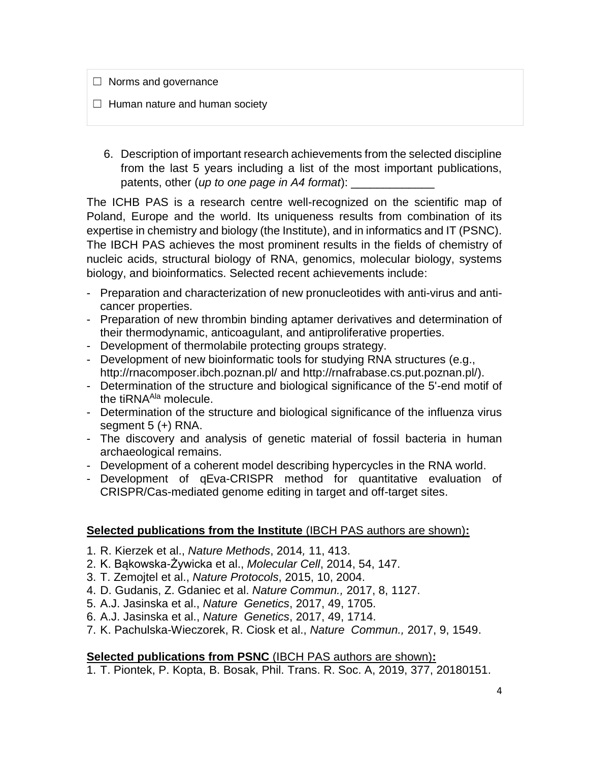☐ Norms and governance

☐ Human nature and human society

6. Description of important research achievements from the selected discipline from the last 5 years including a list of the most important publications, patents, other (*up to one page in A4 format*): _____________

The ICHB PAS is a research centre well-recognized on the scientific map of Poland, Europe and the world. Its uniqueness results from combination of its expertise in chemistry and biology (the Institute), and in informatics and IT (PSNC). The IBCH PAS achieves the most prominent results in the fields of chemistry of nucleic acids, structural biology of RNA, genomics, molecular biology, systems biology, and bioinformatics. Selected recent achievements include:

- Preparation and characterization of new pronucleotides with anti-virus and anti-cancer properties.
- Preparation of new thrombin binding aptamer derivatives and determination of their thermodynamic, anticoagulant, and antiproliferative properties.
- Development of thermolabile protecting groups strategy.
- Development of new bioinformatic tools for studying RNA structures (e.g., http://rnacomposer.ibch.poznan.pl/ and http://rnafrabase.cs.put.poznan.pl/).
- Determination of the structure and biological significance of the 5'-end motif of the $tiRNA^{Ala}$ molecule.
- Determination of the structure and biological significance of the influenza virus segment 5 (+) RNA.
- The discovery and analysis of genetic material of fossil bacteria in human archaeological remains.
- Development of a coherent model describing hypercycles in the RNA world.
- Development of qEva-CRISPR method for quantitative evaluation of CRISPR/Cas-mediated genome editing in target and off-target sites.

**Selected publications from the Institute** (IBCH PAS authors are shown)**:**

1. R. Kierzek et al., *Nature Methods*, 2014*,* 11, 413.
2. K. Bąkowska-Żywicka et al., *Molecular Cell*, 2014, 54, 147.
3. T. Zemojtel et al., *Nature Protocols*, 2015, 10, 2004.
4. D. Gudanis, Z. Gdaniec et al. *Nature Commun.,* 2017, 8, 1127.
5. A.J. Jasinska et al., *Nature Genetics*, 2017, 49, 1705.
6. A.J. Jasinska et al., *Nature Genetics*, 2017, 49, 1714.
7. K. Pachulska-Wieczorek, R. Ciosk et al., *Nature Commun.,* 2017, 9, 1549.

**Selected publications from PSNC** (IBCH PAS authors are shown)**:**

1. T. Piontek, P. Kopta, B. Bosak, Phil. Trans. R. Soc. A, 2019, 377, 20180151.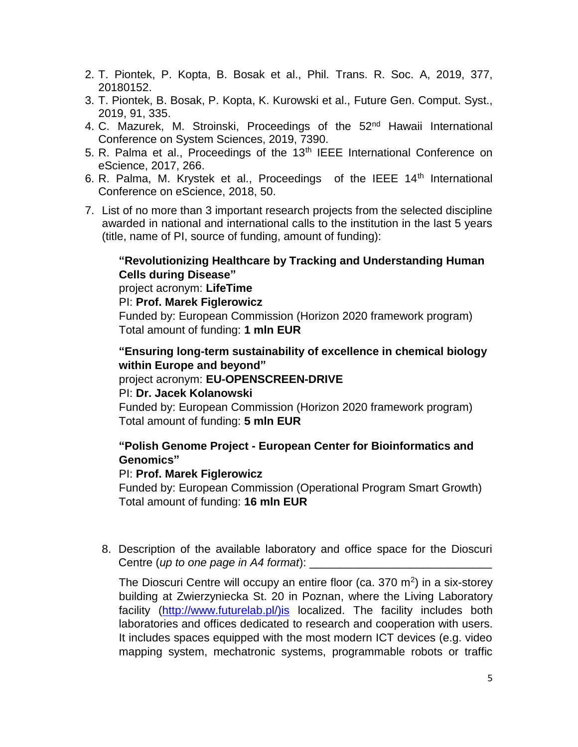2. T. Piontek, P. Kopta, B. Bosak et al., Phil. Trans. R. Soc. A, 2019, 377, 20180152.
3. T. Piontek, B. Bosak, P. Kopta, K. Kurowski et al., Future Gen. Comput. Syst., 2019, 91, 335.
4. C. Mazurek, M. Stroinski, Proceedings of the 52nd Hawaii International Conference on System Sciences, 2019, 7390.
5. R. Palma et al., Proceedings of the 13th IEEE International Conference on eScience, 2017, 266.
6. R. Palma, M. Krystek et al., Proceedings of the IEEE 14th International Conference on eScience, 2018, 50.

7. List of no more than 3 important research projects from the selected discipline awarded in national and international calls to the institution in the last 5 years (title, name of PI, source of funding, amount of funding):

   **"Revolutionizing Healthcare by Tracking and Understanding Human Cells during Disease"**
   project acronym: **LifeTime**
   PI: **Prof. Marek Figlerowicz**
   Funded by: European Commission (Horizon 2020 framework program)
   Total amount of funding: **1 mln EUR**

   **"Ensuring long-term sustainability of excellence in chemical biology within Europe and beyond"**
   project acronym: **EU-OPENSCREEN-DRIVE**
   PI: **Dr. Jacek Kolanowski**
   Funded by: European Commission (Horizon 2020 framework program)
   Total amount of funding: **5 mln EUR**

   **"Polish Genome Project - European Center for Bioinformatics and Genomics"**
   PI: **Prof. Marek Figlerowicz**
   Funded by: European Commission (Operational Program Smart Growth)
   Total amount of funding: **16 mln EUR**

8. Description of the available laboratory and office space for the Dioscuri Centre (*up to one page in A4 format*): ____________________________

   The Dioscuri Centre will occupy an entire floor (ca. 370 m$^2$) in a six-storey building at Zwierzyniecka St. 20 in Poznan, where the Living Laboratory facility (http://www.futurelab.pl/)is localized. The facility includes both laboratories and offices dedicated to research and cooperation with users. It includes spaces equipped with the most modern ICT devices (e.g. video mapping system, mechatronic systems, programmable robots or traffic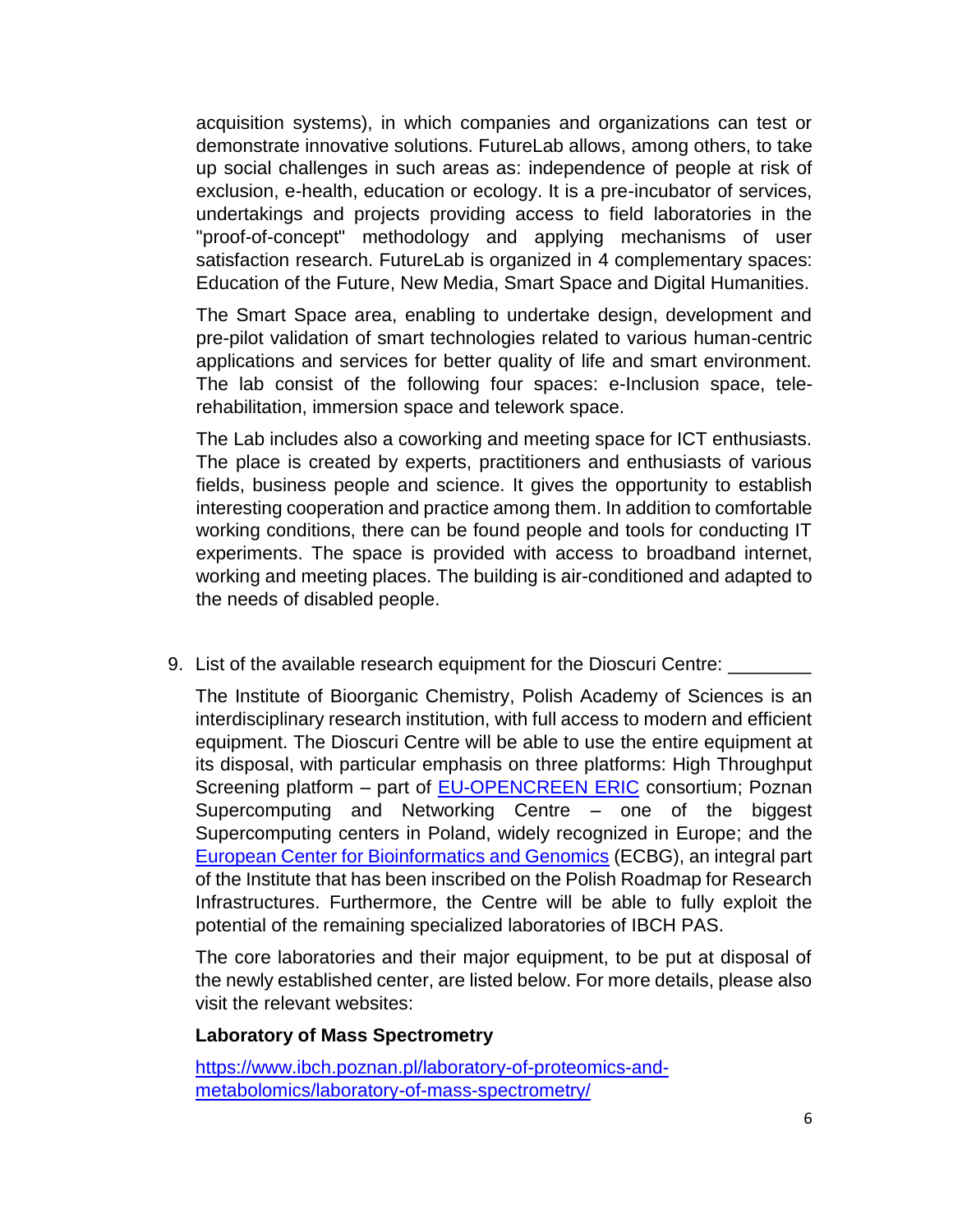acquisition systems), in which companies and organizations can test or demonstrate innovative solutions. FutureLab allows, among others, to take up social challenges in such areas as: independence of people at risk of exclusion, e-health, education or ecology. It is a pre-incubator of services, undertakings and projects providing access to field laboratories in the "proof-of-concept" methodology and applying mechanisms of user satisfaction research. FutureLab is organized in 4 complementary spaces: Education of the Future, New Media, Smart Space and Digital Humanities.

The Smart Space area, enabling to undertake design, development and pre-pilot validation of smart technologies related to various human-centric applications and services for better quality of life and smart environment. The lab consist of the following four spaces: e-Inclusion space, tele-rehabilitation, immersion space and telework space.

The Lab includes also a coworking and meeting space for ICT enthusiasts. The place is created by experts, practitioners and enthusiasts of various fields, business people and science. It gives the opportunity to establish interesting cooperation and practice among them. In addition to comfortable working conditions, there can be found people and tools for conducting IT experiments. The space is provided with access to broadband internet, working and meeting places. The building is air-conditioned and adapted to the needs of disabled people.

9. List of the available research equipment for the Dioscuri Centre: ________

The Institute of Bioorganic Chemistry, Polish Academy of Sciences is an interdisciplinary research institution, with full access to modern and efficient equipment. The Dioscuri Centre will be able to use the entire equipment at its disposal, with particular emphasis on three platforms: High Throughput Screening platform – part of EU-OPENCREEN ERIC consortium; Poznan Supercomputing and Networking Centre – one of the biggest Supercomputing centers in Poland, widely recognized in Europe; and the European Center for Bioinformatics and Genomics (ECBG), an integral part of the Institute that has been inscribed on the Polish Roadmap for Research Infrastructures. Furthermore, the Centre will be able to fully exploit the potential of the remaining specialized laboratories of IBCH PAS.

The core laboratories and their major equipment, to be put at disposal of the newly established center, are listed below. For more details, please also visit the relevant websites:

**Laboratory of Mass Spectrometry**

https://www.ibch.poznan.pl/laboratory-of-proteomics-and-metabolomics/laboratory-of-mass-spectrometry/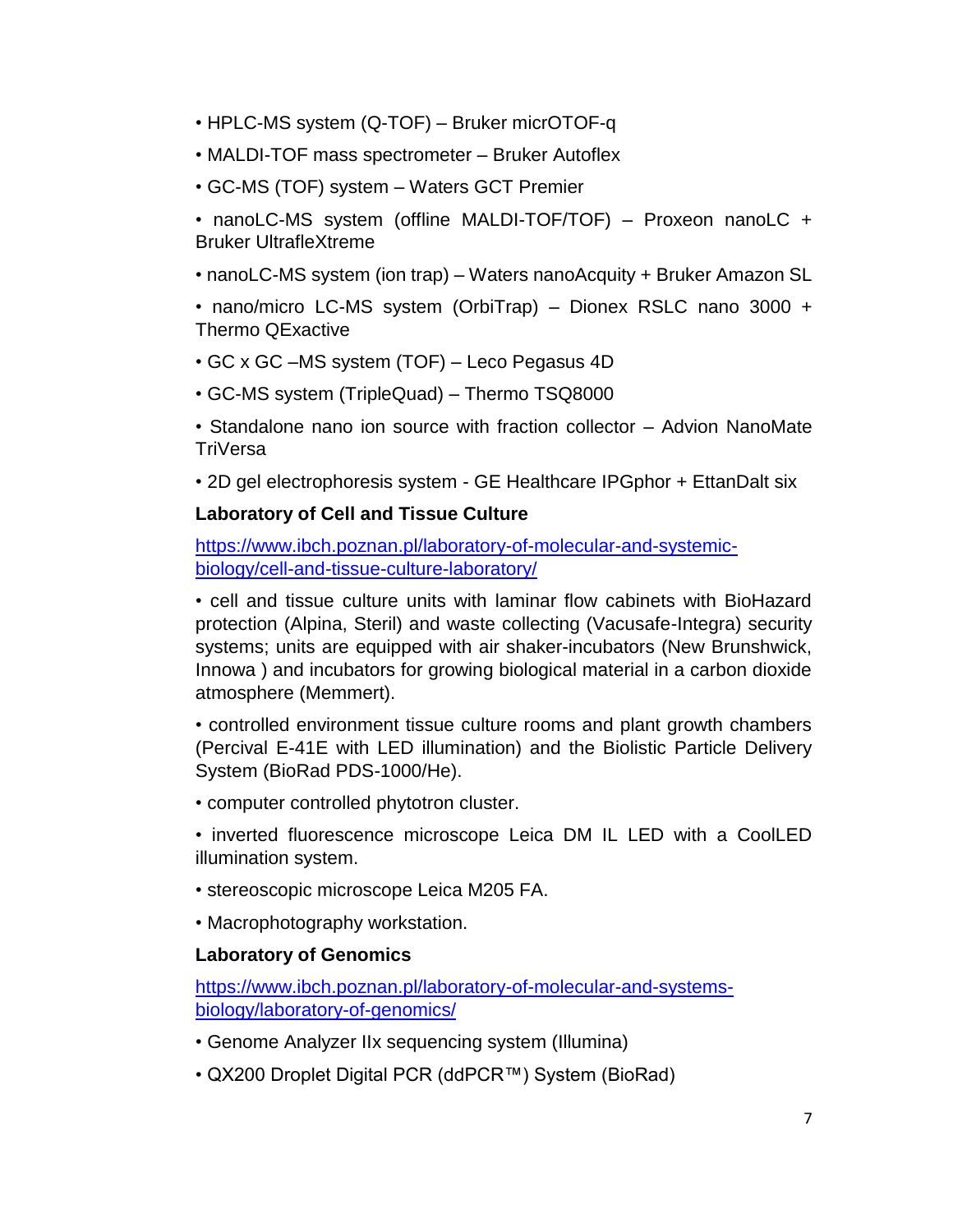- HPLC-MS system (Q-TOF) – Bruker micrOTOF-q
- MALDI-TOF mass spectrometer – Bruker Autoflex
- GC-MS (TOF) system – Waters GCT Premier
- nanoLC-MS system (offline MALDI-TOF/TOF) – Proxeon nanoLC + Bruker UltrafleXtreme
- nanoLC-MS system (ion trap) – Waters nanoAcquity + Bruker Amazon SL
- nano/micro LC-MS system (OrbiTrap) – Dionex RSLC nano 3000 + Thermo QExactive
- GC x GC –MS system (TOF) – Leco Pegasus 4D
- GC-MS system (TripleQuad) – Thermo TSQ8000
- Standalone nano ion source with fraction collector – Advion NanoMate TriVersa
- 2D gel electrophoresis system - GE Healthcare IPGphor + EttanDalt six

**Laboratory of Cell and Tissue Culture**

[https://www.ibch.poznan.pl/laboratory-of-molecular-and-systemic-biology/cell-and-tissue-culture-laboratory/](https://www.ibch.poznan.pl/laboratory-of-molecular-and-systemic-biology/cell-and-tissue-culture-laboratory/)

- cell and tissue culture units with laminar flow cabinets with BioHazard protection (Alpina, Steril) and waste collecting (Vacusafe-Integra) security systems; units are equipped with air shaker-incubators (New Brunshwick, Innowa ) and incubators for growing biological material in a carbon dioxide atmosphere (Memmert).
- controlled environment tissue culture rooms and plant growth chambers (Percival E-41E with LED illumination) and the Biolistic Particle Delivery System (BioRad PDS-1000/He).
- computer controlled phytotron cluster.
- inverted fluorescence microscope Leica DM IL LED with a CoolLED illumination system.
- stereoscopic microscope Leica M205 FA.
- Macrophotography workstation.

**Laboratory of Genomics**

[https://www.ibch.poznan.pl/laboratory-of-molecular-and-systems-biology/laboratory-of-genomics/](https://www.ibch.poznan.pl/laboratory-of-molecular-and-systems-biology/laboratory-of-genomics/)

- Genome Analyzer IIx sequencing system (Illumina)
- QX200 Droplet Digital PCR (ddPCR™) System (BioRad)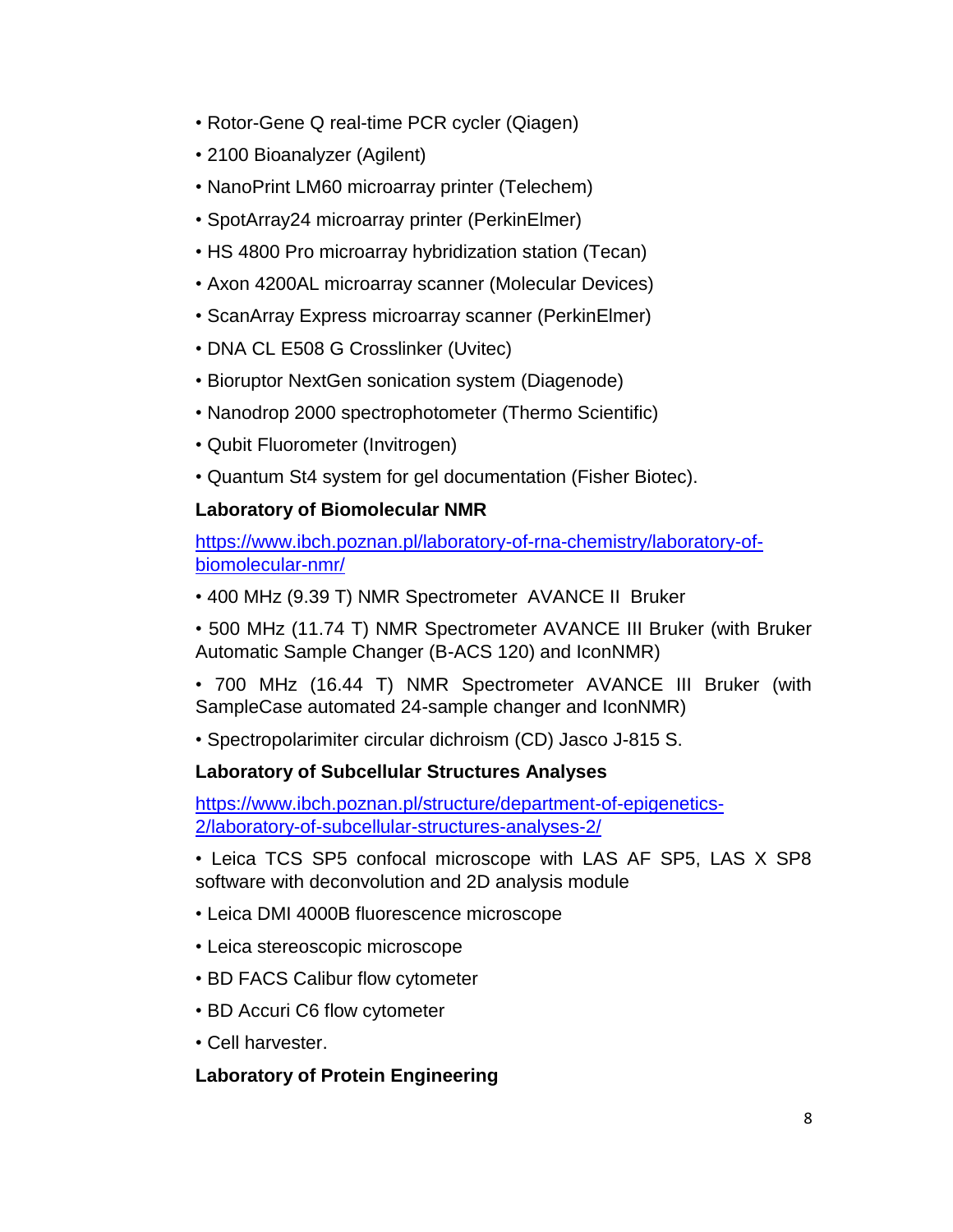- Rotor-Gene Q real-time PCR cycler (Qiagen)
- 2100 Bioanalyzer (Agilent)
- NanoPrint LM60 microarray printer (Telechem)
- SpotArray24 microarray printer (PerkinElmer)
- HS 4800 Pro microarray hybridization station (Tecan)
- Axon 4200AL microarray scanner (Molecular Devices)
- ScanArray Express microarray scanner (PerkinElmer)
- DNA CL E508 G Crosslinker (Uvitec)
- Bioruptor NextGen sonication system (Diagenode)
- Nanodrop 2000 spectrophotometer (Thermo Scientific)
- Qubit Fluorometer (Invitrogen)
- Quantum St4 system for gel documentation (Fisher Biotec).

**Laboratory of Biomolecular NMR**

https://www.ibch.poznan.pl/laboratory-of-rna-chemistry/laboratory-of-biomolecular-nmr/

- 400 MHz (9.39 T) NMR Spectrometer AVANCE II Bruker
- 500 MHz (11.74 T) NMR Spectrometer AVANCE III Bruker (with Bruker Automatic Sample Changer (B-ACS 120) and IconNMR)
- 700 MHz (16.44 T) NMR Spectrometer AVANCE III Bruker (with SampleCase automated 24-sample changer and IconNMR)
- Spectropolarimiter circular dichroism (CD) Jasco J-815 S.

**Laboratory of Subcellular Structures Analyses**

https://www.ibch.poznan.pl/structure/department-of-epigenetics-2/laboratory-of-subcellular-structures-analyses-2/

- Leica TCS SP5 confocal microscope with LAS AF SP5, LAS X SP8 software with deconvolution and 2D analysis module
- Leica DMI 4000B fluorescence microscope
- Leica stereoscopic microscope
- BD FACS Calibur flow cytometer
- BD Accuri C6 flow cytometer
- Cell harvester.

**Laboratory of Protein Engineering**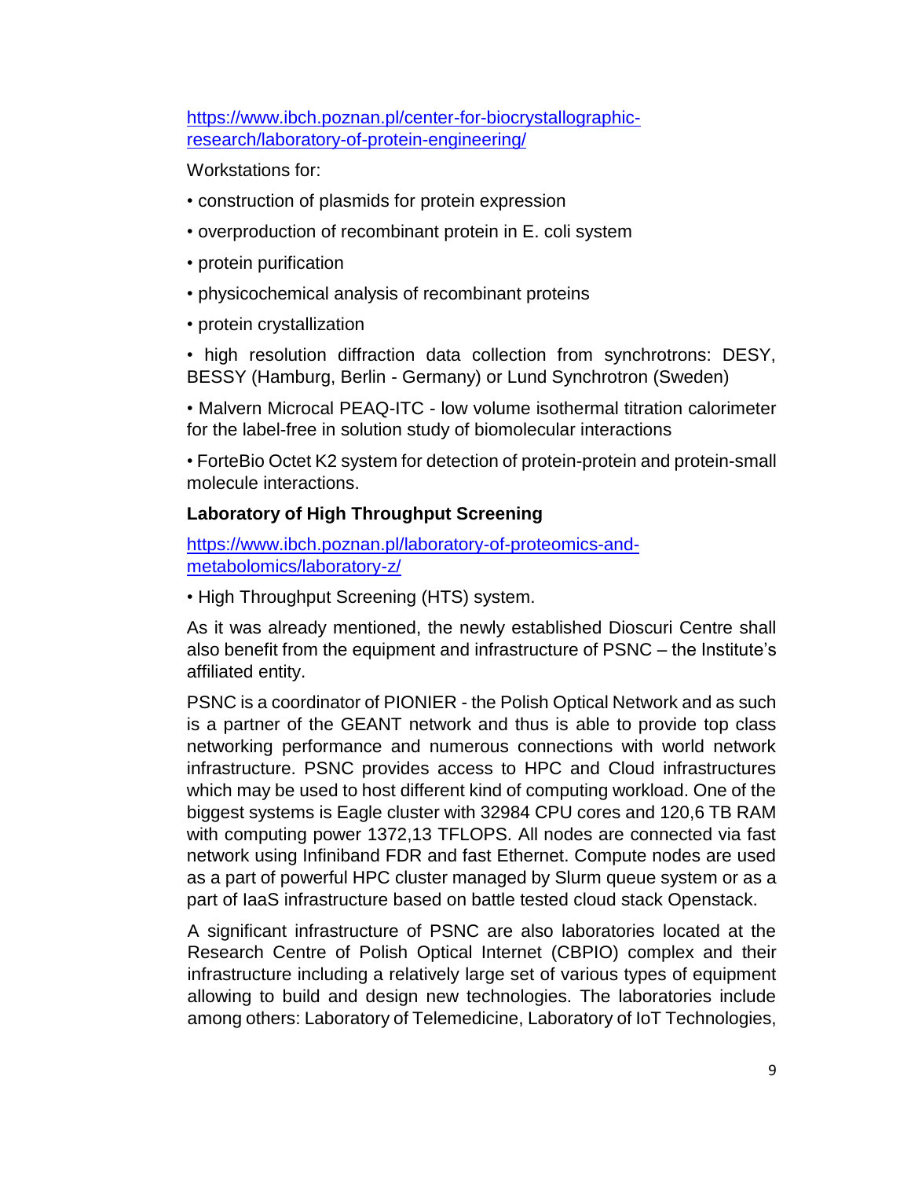[https://www.ibch.poznan.pl/center-for-biocrystallographic-research/laboratory-of-protein-engineering/](https://www.ibch.poznan.pl/center-for-biocrystallographic-research/laboratory-of-protein-engineering/)

Workstations for:

- construction of plasmids for protein expression
- overproduction of recombinant protein in E. coli system
- protein purification
- physicochemical analysis of recombinant proteins
- protein crystallization
- high resolution diffraction data collection from synchrotrons: DESY, BESSY (Hamburg, Berlin - Germany) or Lund Synchrotron (Sweden)
- Malvern Microcal PEAQ-ITC - low volume isothermal titration calorimeter for the label-free in solution study of biomolecular interactions
- ForteBio Octet K2 system for detection of protein-protein and protein-small molecule interactions.

**Laboratory of High Throughput Screening**

[https://www.ibch.poznan.pl/laboratory-of-proteomics-and-metabolomics/laboratory-z/](https://www.ibch.poznan.pl/laboratory-of-proteomics-and-metabolomics/laboratory-z/)

- High Throughput Screening (HTS) system.

As it was already mentioned, the newly established Dioscuri Centre shall also benefit from the equipment and infrastructure of PSNC – the Institute's affiliated entity.

PSNC is a coordinator of PIONIER - the Polish Optical Network and as such is a partner of the GEANT network and thus is able to provide top class networking performance and numerous connections with world network infrastructure. PSNC provides access to HPC and Cloud infrastructures which may be used to host different kind of computing workload. One of the biggest systems is Eagle cluster with 32984 CPU cores and 120,6 TB RAM with computing power 1372,13 TFLOPS. All nodes are connected via fast network using Infiniband FDR and fast Ethernet. Compute nodes are used as a part of powerful HPC cluster managed by Slurm queue system or as a part of IaaS infrastructure based on battle tested cloud stack Openstack.

A significant infrastructure of PSNC are also laboratories located at the Research Centre of Polish Optical Internet (CBPIO) complex and their infrastructure including a relatively large set of various types of equipment allowing to build and design new technologies. The laboratories include among others: Laboratory of Telemedicine, Laboratory of IoT Technologies,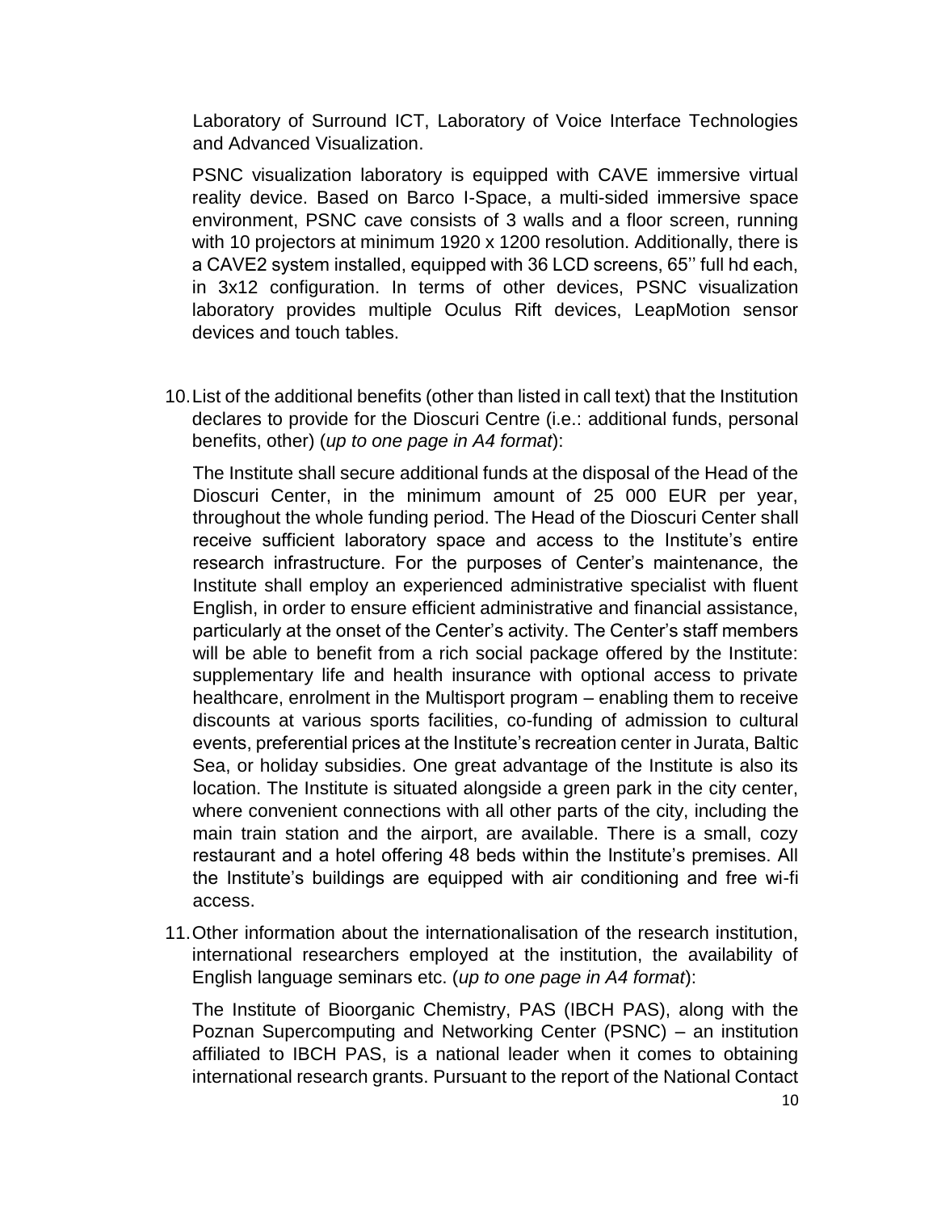Laboratory of Surround ICT, Laboratory of Voice Interface Technologies and Advanced Visualization.

PSNC visualization laboratory is equipped with CAVE immersive virtual reality device. Based on Barco I-Space, a multi-sided immersive space environment, PSNC cave consists of 3 walls and a floor screen, running with 10 projectors at minimum 1920 x 1200 resolution. Additionally, there is a CAVE2 system installed, equipped with 36 LCD screens, 65'' full hd each, in 3x12 configuration. In terms of other devices, PSNC visualization laboratory provides multiple Oculus Rift devices, LeapMotion sensor devices and touch tables.

10. List of the additional benefits (other than listed in call text) that the Institution declares to provide for the Dioscuri Centre (i.e.: additional funds, personal benefits, other) (*up to one page in A4 format*):

    The Institute shall secure additional funds at the disposal of the Head of the Dioscuri Center, in the minimum amount of 25 000 EUR per year, throughout the whole funding period. The Head of the Dioscuri Center shall receive sufficient laboratory space and access to the Institute's entire research infrastructure. For the purposes of Center's maintenance, the Institute shall employ an experienced administrative specialist with fluent English, in order to ensure efficient administrative and financial assistance, particularly at the onset of the Center's activity. The Center's staff members will be able to benefit from a rich social package offered by the Institute: supplementary life and health insurance with optional access to private healthcare, enrolment in the Multisport program – enabling them to receive discounts at various sports facilities, co-funding of admission to cultural events, preferential prices at the Institute's recreation center in Jurata, Baltic Sea, or holiday subsidies. One great advantage of the Institute is also its location. The Institute is situated alongside a green park in the city center, where convenient connections with all other parts of the city, including the main train station and the airport, are available. There is a small, cozy restaurant and a hotel offering 48 beds within the Institute's premises. All the Institute's buildings are equipped with air conditioning and free wi-fi access.

11. Other information about the internationalisation of the research institution, international researchers employed at the institution, the availability of English language seminars etc. (*up to one page in A4 format*):

    The Institute of Bioorganic Chemistry, PAS (IBCH PAS), along with the Poznan Supercomputing and Networking Center (PSNC) – an institution affiliated to IBCH PAS, is a national leader when it comes to obtaining international research grants. Pursuant to the report of the National Contact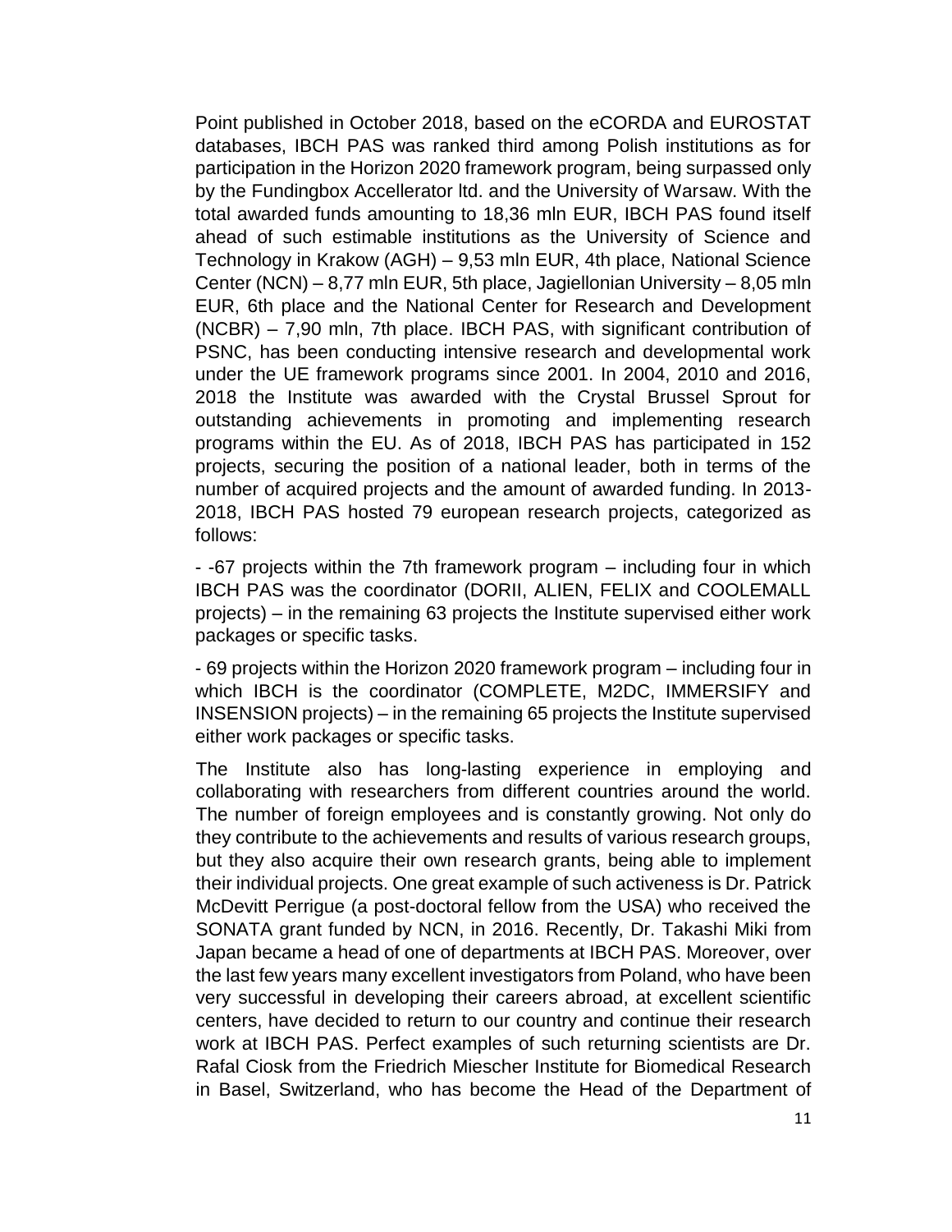Point published in October 2018, based on the eCORDA and EUROSTAT databases, IBCH PAS was ranked third among Polish institutions as for participation in the Horizon 2020 framework program, being surpassed only by the Fundingbox Accellerator ltd. and the University of Warsaw. With the total awarded funds amounting to 18,36 mln EUR, IBCH PAS found itself ahead of such estimable institutions as the University of Science and Technology in Krakow (AGH) – 9,53 mln EUR, 4th place, National Science Center (NCN) – 8,77 mln EUR, 5th place, Jagiellonian University – 8,05 mln EUR, 6th place and the National Center for Research and Development (NCBR) – 7,90 mln, 7th place. IBCH PAS, with significant contribution of PSNC, has been conducting intensive research and developmental work under the UE framework programs since 2001. In 2004, 2010 and 2016, 2018 the Institute was awarded with the Crystal Brussel Sprout for outstanding achievements in promoting and implementing research programs within the EU. As of 2018, IBCH PAS has participated in 152 projects, securing the position of a national leader, both in terms of the number of acquired projects and the amount of awarded funding. In 2013-2018, IBCH PAS hosted 79 european research projects, categorized as follows:

- -67 projects within the 7th framework program – including four in which IBCH PAS was the coordinator (DORII, ALIEN, FELIX and COOLEMALL projects) – in the remaining 63 projects the Institute supervised either work packages or specific tasks.
- 69 projects within the Horizon 2020 framework program – including four in which IBCH is the coordinator (COMPLETE, M2DC, IMMERSIFY and INSENSION projects) – in the remaining 65 projects the Institute supervised either work packages or specific tasks.

The Institute also has long-lasting experience in employing and collaborating with researchers from different countries around the world. The number of foreign employees and is constantly growing. Not only do they contribute to the achievements and results of various research groups, but they also acquire their own research grants, being able to implement their individual projects. One great example of such activeness is Dr. Patrick McDevitt Perrigue (a post-doctoral fellow from the USA) who received the SONATA grant funded by NCN, in 2016. Recently, Dr. Takashi Miki from Japan became a head of one of departments at IBCH PAS. Moreover, over the last few years many excellent investigators from Poland, who have been very successful in developing their careers abroad, at excellent scientific centers, have decided to return to our country and continue their research work at IBCH PAS. Perfect examples of such returning scientists are Dr. Rafal Ciosk from the Friedrich Miescher Institute for Biomedical Research in Basel, Switzerland, who has become the Head of the Department of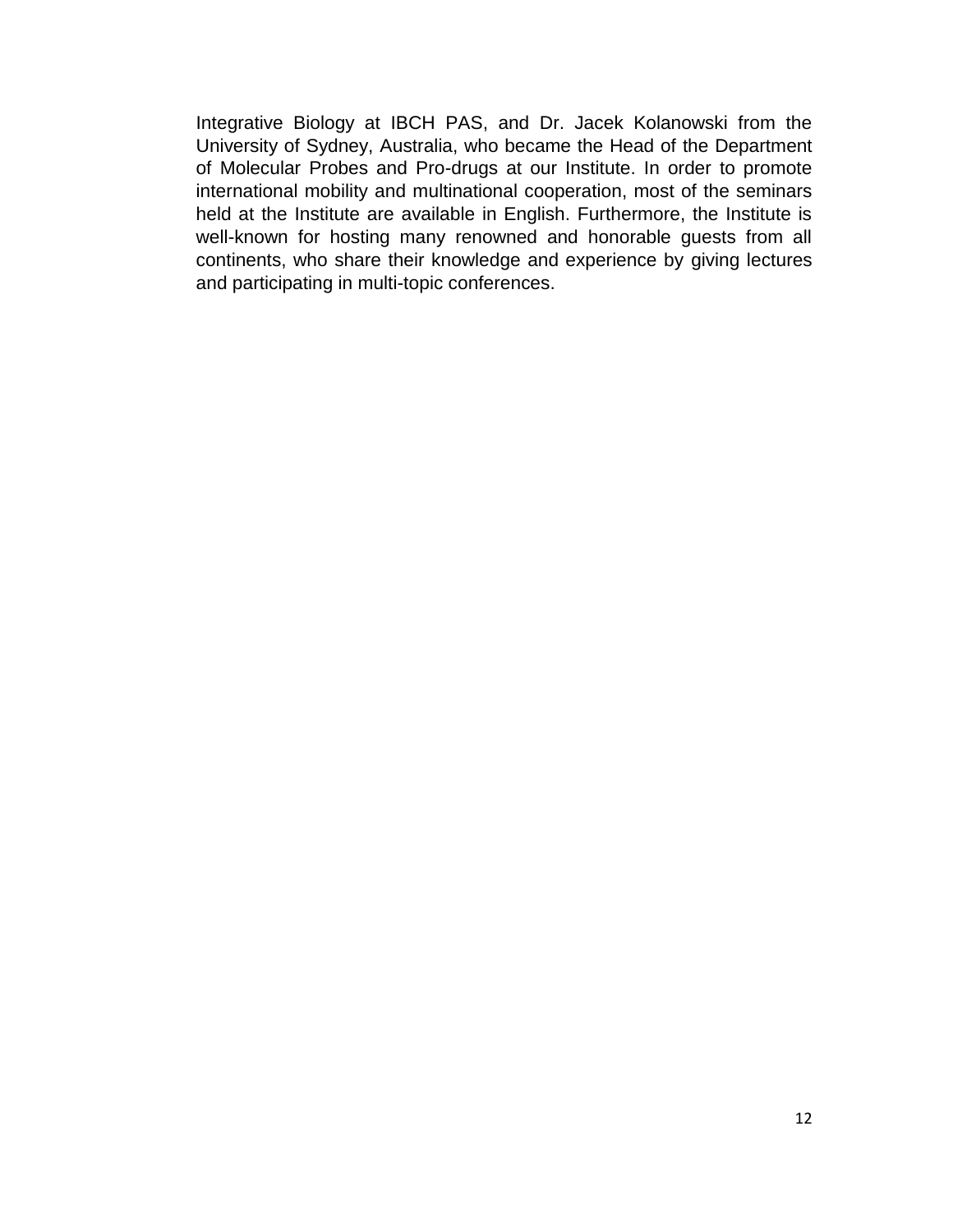Integrative Biology at IBCH PAS, and Dr. Jacek Kolanowski from the University of Sydney, Australia, who became the Head of the Department of Molecular Probes and Pro-drugs at our Institute. In order to promote international mobility and multinational cooperation, most of the seminars held at the Institute are available in English. Furthermore, the Institute is well-known for hosting many renowned and honorable guests from all continents, who share their knowledge and experience by giving lectures and participating in multi-topic conferences.